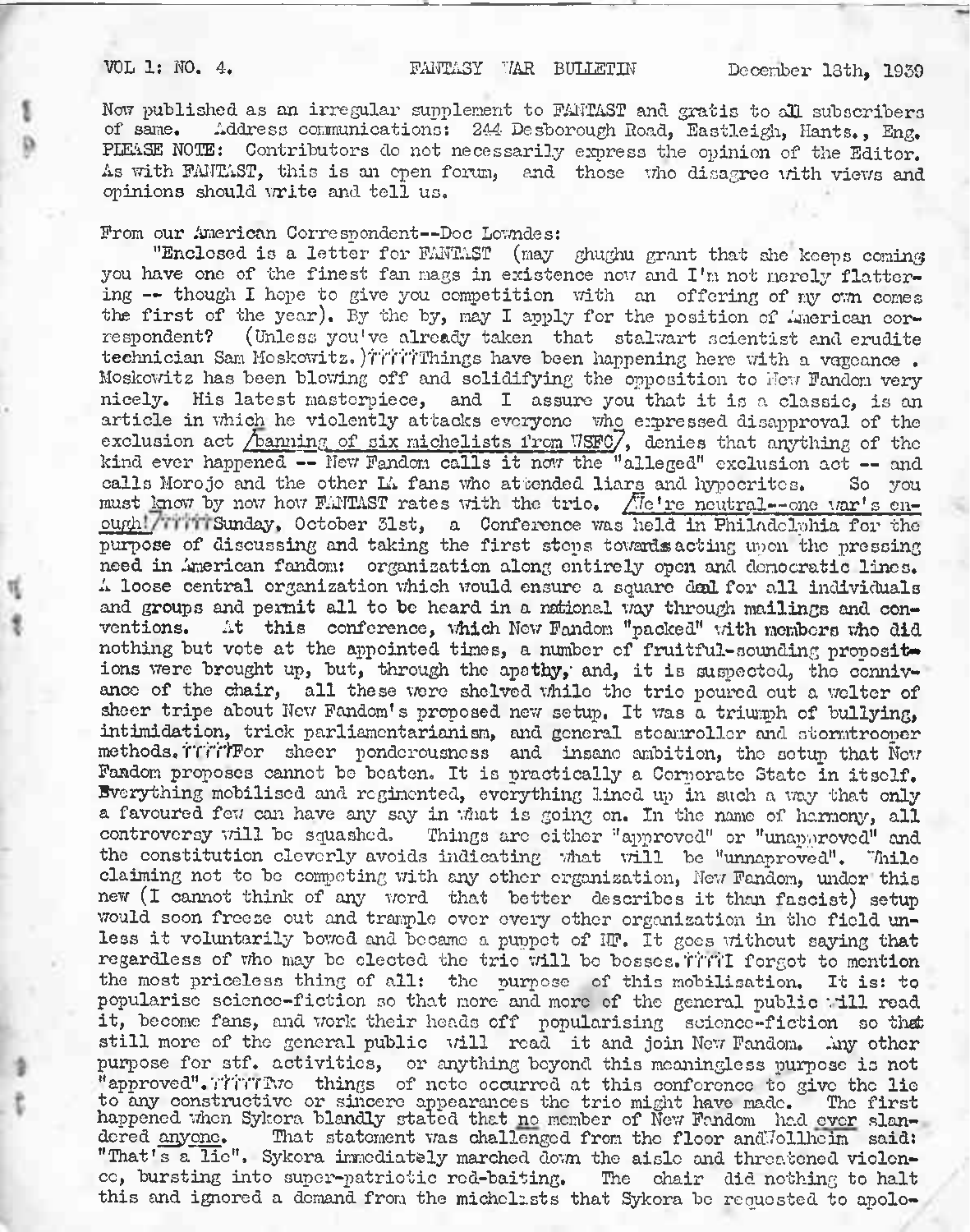VOL 1: NO. 4. FANTASY WAR BULLETIN December 18th, 1939

Now published as an irregular supplement to FANTAST and gratis to all subscribers of same. Address communications: 244 Desborough Road, Eastleigh, Hants., Eng. PLEASE NOTE: Contributors do not necessarily express the opinion of the Editor. As with FANTAST, this is an open forum, and those who disagree with views and opinions should write and tell us.

From our American Correspondent--Doc Lowndes:

"Enclosed is a letter for FANTAST (may ghughu grant that she keeps coming you have one of the finest fan mags in existence now and I'm not merely flattering -- though I hope to give you competition with an offering of my own comes the first of the year). By the by, may I apply for the position of American correspondent? (Unless you've already taken that stalwart scientist and erudite technician Sam Moskowitz.)!!!!!Things have been happening here with a vegeance. Moskowitz has been blowing off and solidifying the opposition to New Fandom very nicely. His latest masterpiece, and I assure you that it is a classic, is an article in which he violently attacks everyone who expressed disapproval of the exclusion act /banning of six michelists from WSFC/, denies that anything of the kind ever happened -- New Fandom calls it now the "alleged" exclusion act -- and calls Morojo and the other LA fans who attended liars and hypocrites. So you must know by now how FANTAST rates with the trio. /We're neutral--one war's enough!/!!!!!Sunday, October 31st, a Conference was held in Philadelphia for the purpose of discussing and taking the first steps towards acting upon the pressing need in American fandom: organization along entirely open and democratic lines. A loose central organization which would ensure a square deal for all individuals and groups and permit all to be heard in a national way through mailings and conventions. At this conference, which New Fandom "packed" with members who did nothing but vote at the appointed times, a number of fruitful-sounding propositions were brought up, but, through the apathy, and, it is suspected, the connivance of the chair, all these were shelved while the trio poured out a welter of sheer tripe about New Fandom's proposed new setup. It was a triumph of bullying, intimidation, trick parliamentarianism, and general steamroller and stormtrooper methods.!!!!!For sheer ponderousness and insane ambition, the setup that New Fandom proposes cannot be beaten. It is practically a Corporate State in itself. Everything mobilised and regimented, everything lined up in such a way that only a favoured few can have any say in what is going on. In the name of harmony, all controversy will be squashed. Things are either "approved" or "unapproved" and the constitution cleverly avoids indicating what will be "unnaproved". While claiming not to be competing with any other organization, New Fandom, under this new (I cannot think of any word that better describes it than fascist) setup would soon freeze out and trample over every other organization in the field unless it voluntarily bowed and became a puppet of NF. It goes without saying that regardless of who may be elected the trio will be bosses.!!!!I forgot to mention the most priceless thing of all: the purpose of this mobilisation. It is: to popularise science-fiction so that more and more of the general public will read it, become fans, and work their heads off popularising science-fiction so that still more of the general public will read it and join New Fandom. Any other purpose for stf. activities, or anything beyond this meaningless purpose is not "approved".!!!!!Two things of note occurred at this conference to give the lie to any constructive or sincere appearances the trio might have made. The first happened when Sykora blandly stated that <u>no</u> member of New Fandom had <u>ever</u> slandered <u>anyone</u>. That statement was challenged from the floor and Wollheim said: "That's a lie". Sykora immediately marched down the aisle and threatened violence, bursting into super-patriotic red-baiting. The chair did nothing to halt this and ignored a demand from the michelists that Sykora be requested to apolo-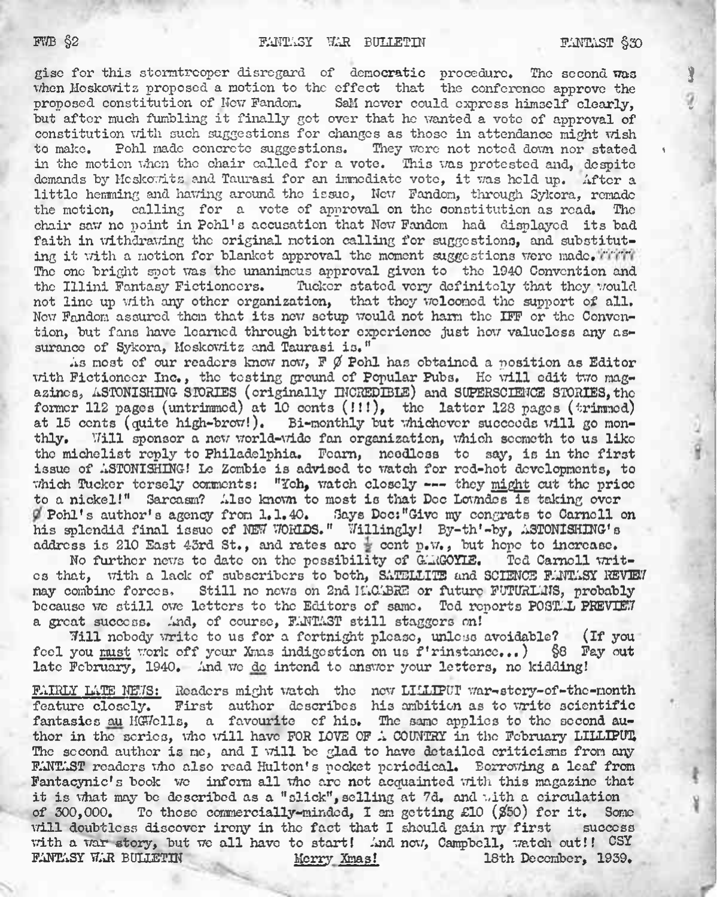gise for this stormtrooper disregard of democratic procedure. The second was when Moskowitz proposed a motion to the effect that the conference approve the proposed constitution of New Fandom. SaM never could express himself clearly, but after much fumbling it finally got over that he wanted a vote of approval of constitution with such suggestions for changes as those in attendance might wish to make. Pohl made concrete suggestions. They were not noted down nor stated in the motion when the chair called for a vote. This was protested and, despite demands by Moskowitz and Taurasi for an immediate vote, it was held up. After a little hemming and hawing around the issue, New Fandom, through Sykora, remade the motion, calling for a vote of approval on the constitution as read. The chair saw no point in Pohl's accusation that New Fandom had displayed its bad faith in withdrawing the original motion calling for suggestions, and substituting it with a motion for blanket approval the moment suggestions were made. The one bright spot was the unanimous approval given to the 1940 Convention and the Illini Fantasy Fictioneers. Tucker stated very definitely that they would not line up with any other organization, that they welcomed the support of all. New Fandom assured them that its new setup would not harm the IFF or the Convention, but fans have learned through bitter experience just how valueless any assurance of Sykora, Moskowitz and Taurasi is."

As most of our readers know now, F Ø Pohl has obtained a position as Editor with Fictioneer Inc., the testing ground of Popular Pubs. He will edit two magazines, ASTONISHING STORIES (originally INCREDIBLE) and SUPERSCIENCE STORIES, the former 112 pages (untrimmed) at 10 cents (!!!), the latter 128 pages (trimmed) at 15 cents (quite high-brow!). Bi-monthly but whichever succeeds will go monthly. Will sponsor a new world-wide fan organization, which seemeth to us like the michelist reply to Philadelphia. Fearn, needless to say, is in the first issue of ASTONISHING! Le Zombie is advised to watch for red-hot developments, to which Tucker tersely comments: "Yeh, watch closely --- they might cut the price to a nickel!" Sarcasm? Also known to most is that Doc Lowndes is taking over Ø Pohl's author's agency from 1.1.40. Says Doc: "Give my congrats to Carnell on his splendid final issue of NEW WORLDS." Willingly! By-th'-by, ASTONISHING's address is 210 East 43rd St., and rates are ½ cent p.w., but hope to increase.

No further news to date on the possibility of GARGOYLE. Ted Carnell writes that, with a lack of subscribers to both, SATELLITE and SCIENCE FANTASY REVIEW may combine forces. Still no news on 2nd MACABRE or future FUTURIANS, probably because we still owe letters to the Editors of same. Ted reports POSTAL PREVIEW a great success. And, of course, FANTAST still staggers on!

Will nobody write to us for a fortnight please, unless avoidable? (If you feel you must work off your Xmas indigestion on us f'rinstance...) §8 Pay out late February, 1940. And we do intend to answer your letters, no kidding!

FAIRLY LATE NEWS: Readers might watch the new LILLIPUT war-story-of-the-month feature closely. First author describes his ambition as to write scientific fantasies au HGWells, a favourite of his. The same applies to the second author in the series, who will have FOR LOVE OF A COUNTRY in the February LILLIPUT. The second author is me, and I will be glad to have detailed criticisms from any FANTAST readers who also read Hulton's pocket periodical. Borrowing a leaf from Fantacynic's book we inform all who are not acquainted with this magazine that it is what may be described as a "slick", selling at 7d. and with a circulation of 300,000. To those commercially-minded, I am getting £10 ($50) for it. Some will doubtless discover irony in the fact that I should gain my first success with a war story, but we all have to start! And now, Campbell, watch out!! CSY

FANTASY WAR BULLETIN — Merry Xmas! — 18th December, 1939.